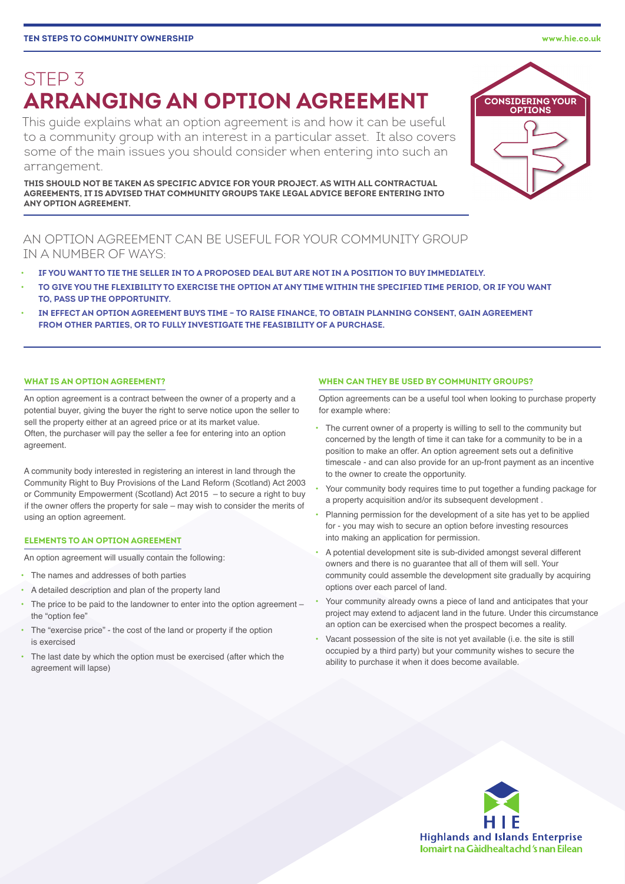# STEP 3
# ARRANGING AN OPTION AGREEMENT

This guide explains what an option agreement is and how it can be useful to a community group with an interest in a particular asset. It also covers some of the main issues you should consider when entering into such an arrangement.

**THIS SHOULD NOT BE TAKEN AS SPECIFIC ADVICE FOR YOUR PROJECT. AS WITH ALL CONTRACTUAL AGREEMENTS, IT IS ADVISED THAT COMMUNITY GROUPS TAKE LEGAL ADVICE BEFORE ENTERING INTO ANY OPTION AGREEMENT.**

CONSIDERING YOUR OPTIONS

## AN OPTION AGREEMENT CAN BE USEFUL FOR YOUR COMMUNITY GROUP IN A NUMBER OF WAYS:

- **IF YOU WANT TO TIE THE SELLER IN TO A PROPOSED DEAL BUT ARE NOT IN A POSITION TO BUY IMMEDIATELY.**
- **TO GIVE YOU THE FLEXIBILITY TO EXERCISE THE OPTION AT ANY TIME WITHIN THE SPECIFIED TIME PERIOD, OR IF YOU WANT TO, PASS UP THE OPPORTUNITY.**
- **IN EFFECT AN OPTION AGREEMENT BUYS TIME – TO RAISE FINANCE, TO OBTAIN PLANNING CONSENT, GAIN AGREEMENT FROM OTHER PARTIES, OR TO FULLY INVESTIGATE THE FEASIBILITY OF A PURCHASE.**

### WHAT IS AN OPTION AGREEMENT?

An option agreement is a contract between the owner of a property and a potential buyer, giving the buyer the right to serve notice upon the seller to sell the property either at an agreed price or at its market value. Often, the purchaser will pay the seller a fee for entering into an option agreement.

A community body interested in registering an interest in land through the Community Right to Buy Provisions of the Land Reform (Scotland) Act 2003 or Community Empowerment (Scotland) Act 2015 – to secure a right to buy if the owner offers the property for sale – may wish to consider the merits of using an option agreement.

### ELEMENTS TO AN OPTION AGREEMENT

An option agreement will usually contain the following:

- The names and addresses of both parties
- A detailed description and plan of the property land
- The price to be paid to the landowner to enter into the option agreement – the "option fee"
- The "exercise price" - the cost of the land or property if the option is exercised
- The last date by which the option must be exercised (after which the agreement will lapse)

### WHEN CAN THEY BE USED BY COMMUNITY GROUPS?

Option agreements can be a useful tool when looking to purchase property for example where:

- The current owner of a property is willing to sell to the community but concerned by the length of time it can take for a community to be in a position to make an offer. An option agreement sets out a definitive timescale - and can also provide for an up-front payment as an incentive to the owner to create the opportunity.
- Your community body requires time to put together a funding package for a property acquisition and/or its subsequent development .
- Planning permission for the development of a site has yet to be applied for - you may wish to secure an option before investing resources into making an application for permission.
- A potential development site is sub-divided amongst several different owners and there is no guarantee that all of them will sell. Your community could assemble the development site gradually by acquiring options over each parcel of land.
- Your community already owns a piece of land and anticipates that your project may extend to adjacent land in the future. Under this circumstance an option can be exercised when the prospect becomes a reality.
- Vacant possession of the site is not yet available (i.e. the site is still occupied by a third party) but your community wishes to secure the ability to purchase it when it does become available.

HIE
Highlands and Islands Enterprise
Iomairt na Gàidhealtachd 's nan Eilean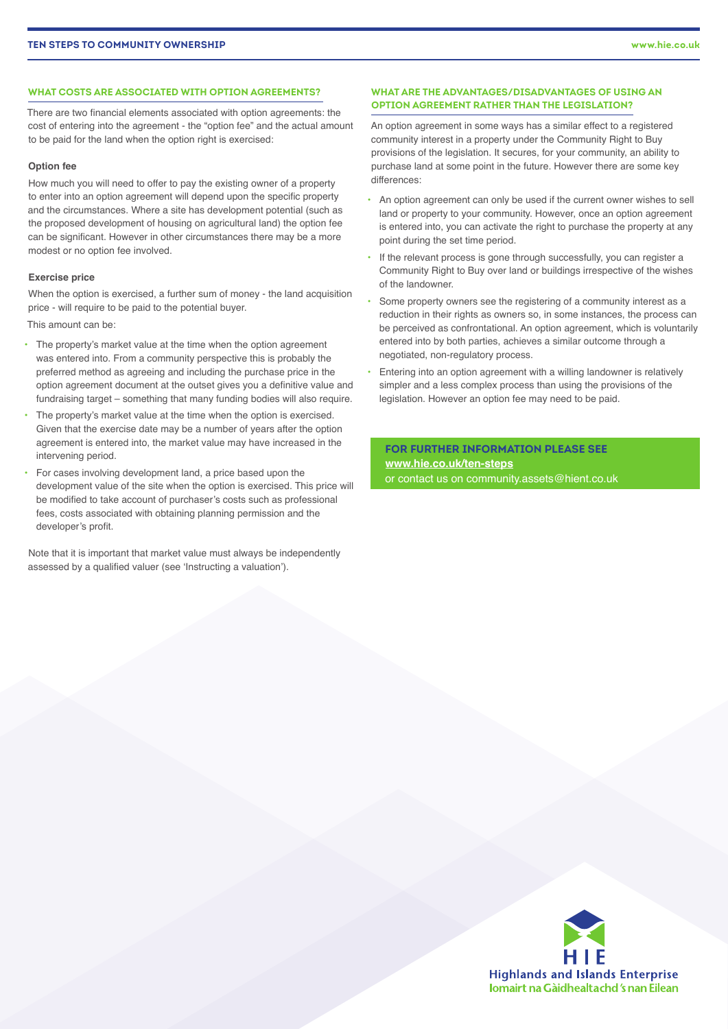## WHAT COSTS ARE ASSOCIATED WITH OPTION AGREEMENTS?

There are two financial elements associated with option agreements: the cost of entering into the agreement - the "option fee" and the actual amount to be paid for the land when the option right is exercised:

### Option fee

How much you will need to offer to pay the existing owner of a property to enter into an option agreement will depend upon the specific property and the circumstances. Where a site has development potential (such as the proposed development of housing on agricultural land) the option fee can be significant. However in other circumstances there may be a more modest or no option fee involved.

### Exercise price

When the option is exercised, a further sum of money - the land acquisition price - will require to be paid to the potential buyer.

This amount can be:

- The property's market value at the time when the option agreement was entered into. From a community perspective this is probably the preferred method as agreeing and including the purchase price in the option agreement document at the outset gives you a definitive value and fundraising target – something that many funding bodies will also require.
- The property's market value at the time when the option is exercised. Given that the exercise date may be a number of years after the option agreement is entered into, the market value may have increased in the intervening period.
- For cases involving development land, a price based upon the development value of the site when the option is exercised. This price will be modified to take account of purchaser's costs such as professional fees, costs associated with obtaining planning permission and the developer's profit.

Note that it is important that market value must always be independently assessed by a qualified valuer (see 'Instructing a valuation').

## WHAT ARE THE ADVANTAGES/DISADVANTAGES OF USING AN OPTION AGREEMENT RATHER THAN THE LEGISLATION?

An option agreement in some ways has a similar effect to a registered community interest in a property under the Community Right to Buy provisions of the legislation. It secures, for your community, an ability to purchase land at some point in the future. However there are some key differences:

- An option agreement can only be used if the current owner wishes to sell land or property to your community. However, once an option agreement is entered into, you can activate the right to purchase the property at any point during the set time period.
- If the relevant process is gone through successfully, you can register a Community Right to Buy over land or buildings irrespective of the wishes of the landowner.
- Some property owners see the registering of a community interest as a reduction in their rights as owners so, in some instances, the process can be perceived as confrontational. An option agreement, which is voluntarily entered into by both parties, achieves a similar outcome through a negotiated, non-regulatory process.
- Entering into an option agreement with a willing landowner is relatively simpler and a less complex process than using the provisions of the legislation. However an option fee may need to be paid.

**FOR FURTHER INFORMATION PLEASE SEE**
**www.hie.co.uk/ten-steps**
or contact us on community.assets@hient.co.uk

HIE
Highlands and Islands Enterprise
Iomairt na Gàidhealtachd 's nan Eilean